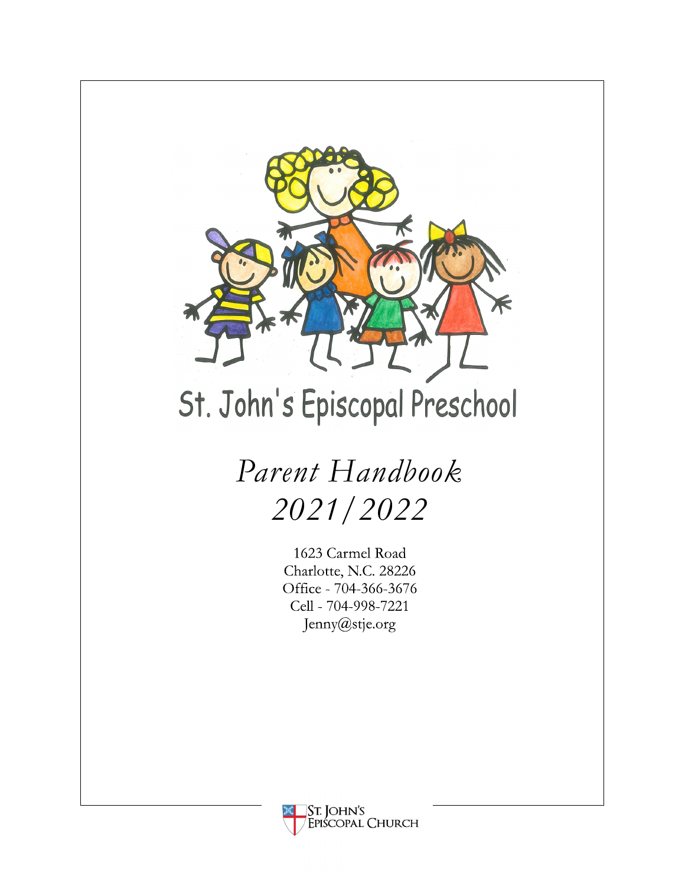# St. John's Episcopal Preschool

## *Parent Handbook 2021/2022*

1623 Carmel Road
Charlotte, N.C. 28226
Office - 704-366-3676
Cell - 704-998-7221
Jenny@stje.org

St. John's Episcopal Church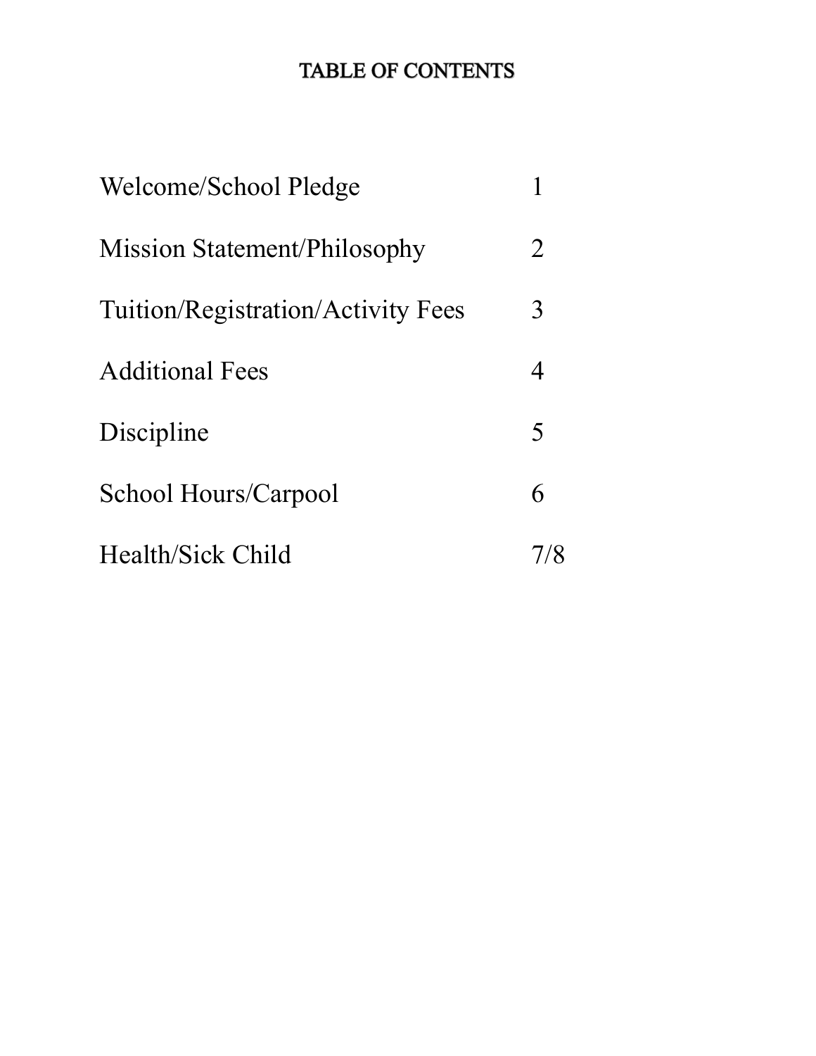# TABLE OF CONTENTS

| | |
|---|---|
| Welcome/School Pledge | 1 |
| Mission Statement/Philosophy | 2 |
| Tuition/Registration/Activity Fees | 3 |
| Additional Fees | 4 |
| Discipline | 5 |
| School Hours/Carpool | 6 |
| Health/Sick Child | 7/8 |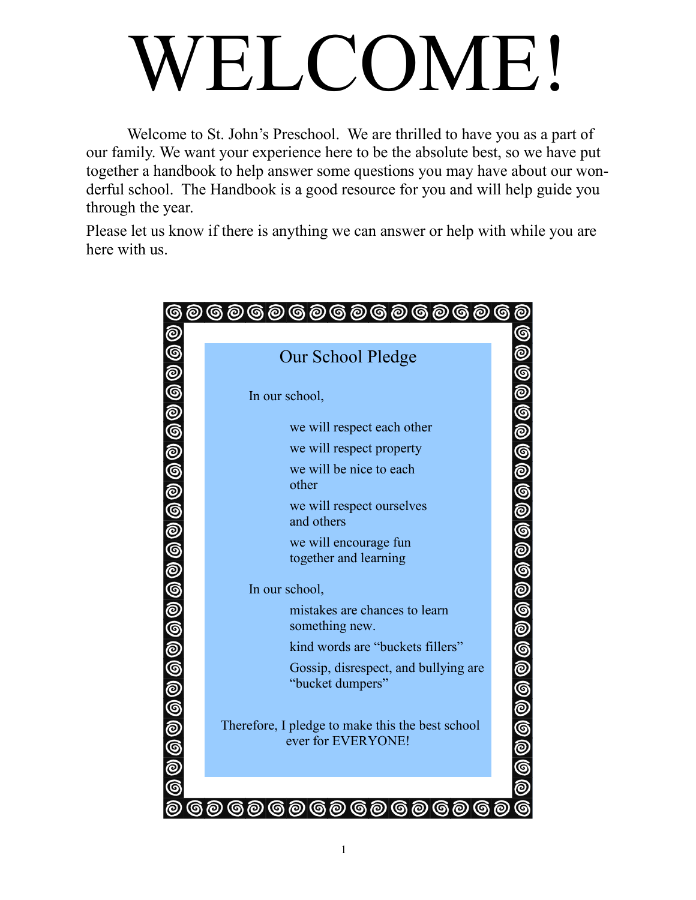# WELCOME!

Welcome to St. John's Preschool. We are thrilled to have you as a part of our family. We want your experience here to be the absolute best, so we have put together a handbook to help answer some questions you may have about our wonderful school. The Handbook is a good resource for you and will help guide you through the year.

Please let us know if there is anything we can answer or help with while you are here with us.

## Our School Pledge

In our school,

- we will respect each other
- we will respect property
- we will be nice to each other
- we will respect ourselves and others
- we will encourage fun together and learning

In our school,

- mistakes are chances to learn something new.
- kind words are "buckets fillers"
- Gossip, disrespect, and bullying are "bucket dumpers"

Therefore, I pledge to make this the best school ever for EVERYONE!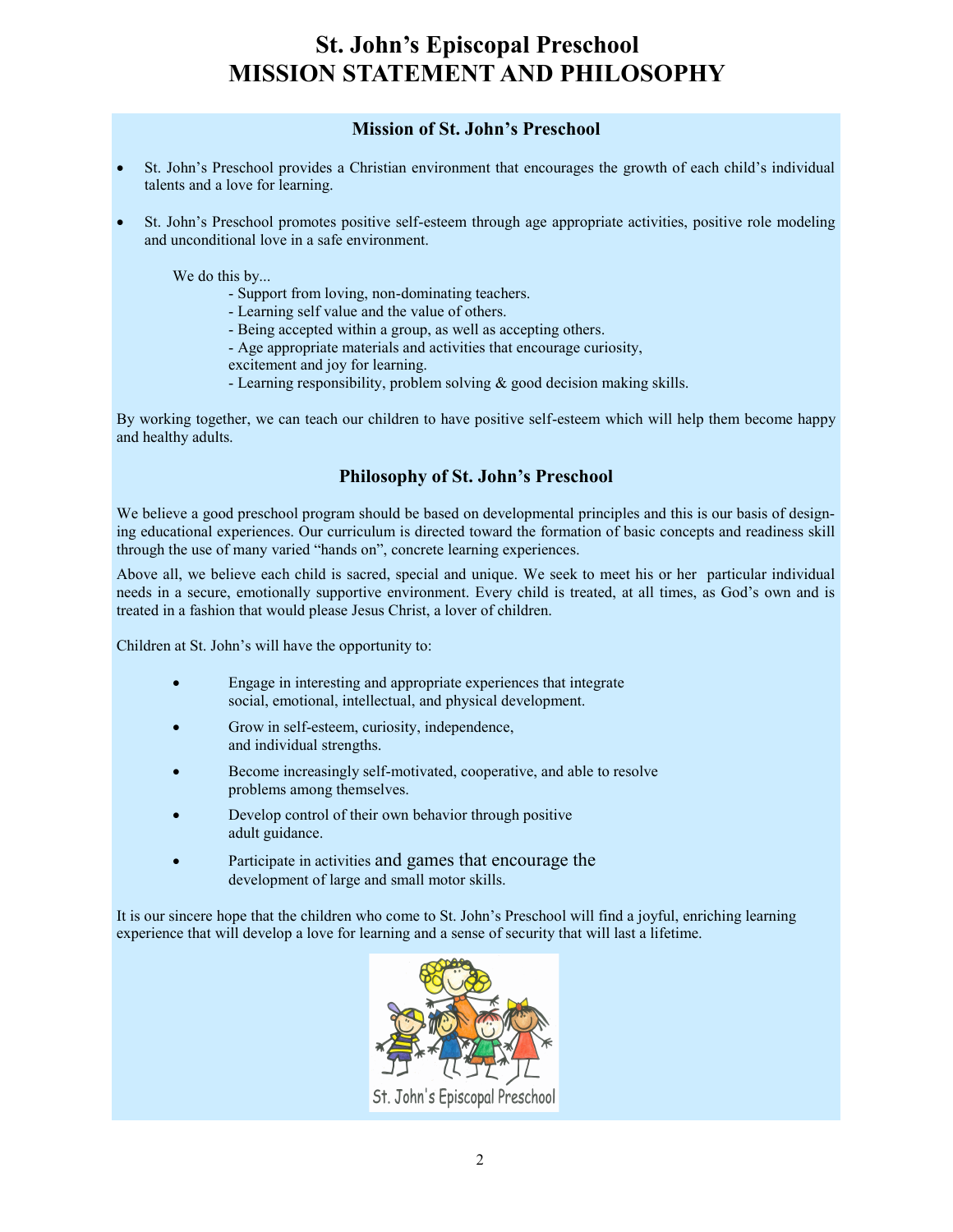# St. John's Episcopal Preschool
# MISSION STATEMENT AND PHILOSOPHY

## Mission of St. John's Preschool

- St. John's Preschool provides a Christian environment that encourages the growth of each child's individual talents and a love for learning.
- St. John's Preschool promotes positive self-esteem through age appropriate activities, positive role modeling and unconditional love in a safe environment.

We do this by...

- Support from loving, non-dominating teachers.
- Learning self value and the value of others.
- Being accepted within a group, as well as accepting others.
- Age appropriate materials and activities that encourage curiosity, excitement and joy for learning.
- Learning responsibility, problem solving & good decision making skills.

By working together, we can teach our children to have positive self-esteem which will help them become happy and healthy adults.

## Philosophy of St. John's Preschool

We believe a good preschool program should be based on developmental principles and this is our basis of designing educational experiences. Our curriculum is directed toward the formation of basic concepts and readiness skill through the use of many varied "hands on", concrete learning experiences.

Above all, we believe each child is sacred, special and unique. We seek to meet his or her particular individual needs in a secure, emotionally supportive environment. Every child is treated, at all times, as God's own and is treated in a fashion that would please Jesus Christ, a lover of children.

Children at St. John's will have the opportunity to:

- Engage in interesting and appropriate experiences that integrate social, emotional, intellectual, and physical development.
- Grow in self-esteem, curiosity, independence, and individual strengths.
- Become increasingly self-motivated, cooperative, and able to resolve problems among themselves.
- Develop control of their own behavior through positive adult guidance.
- Participate in activities and games that encourage the development of large and small motor skills.

It is our sincere hope that the children who come to St. John's Preschool will find a joyful, enriching learning experience that will develop a love for learning and a sense of security that will last a lifetime.

St. John's Episcopal Preschool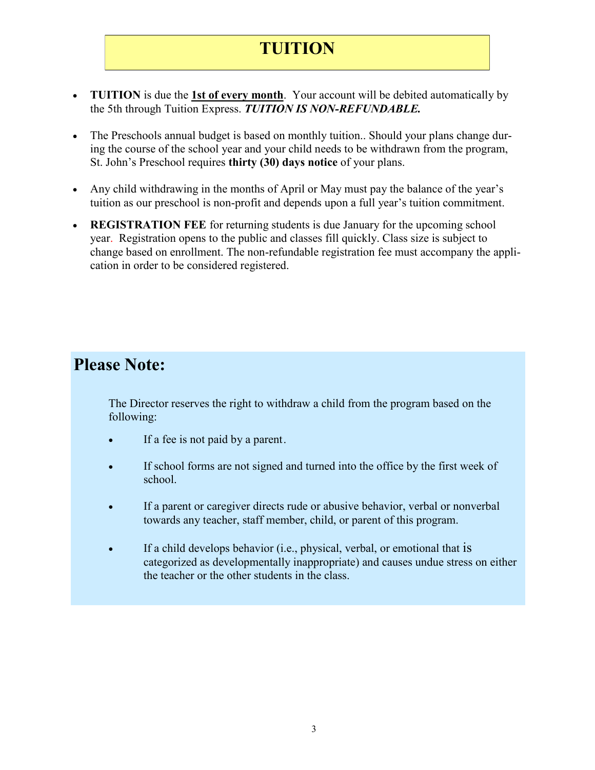# TUITION

- **TUITION** is due the **1st of every month**. Your account will be debited automatically by the 5th through Tuition Express. ***TUITION IS NON-REFUNDABLE.***

- The Preschools annual budget is based on monthly tuition.. Should your plans change during the course of the school year and your child needs to be withdrawn from the program, St. John's Preschool requires **thirty (30) days notice** of your plans.

- Any child withdrawing in the months of April or May must pay the balance of the year's tuition as our preschool is non-profit and depends upon a full year's tuition commitment.

- **REGISTRATION FEE** for returning students is due January for the upcoming school year. Registration opens to the public and classes fill quickly. Class size is subject to change based on enrollment. The non-refundable registration fee must accompany the application in order to be considered registered.

## Please Note:

The Director reserves the right to withdraw a child from the program based on the following:

- If a fee is not paid by a parent.

- If school forms are not signed and turned into the office by the first week of school.

- If a parent or caregiver directs rude or abusive behavior, verbal or nonverbal towards any teacher, staff member, child, or parent of this program.

- If a child develops behavior (i.e., physical, verbal, or emotional that is categorized as developmentally inappropriate) and causes undue stress on either the teacher or the other students in the class.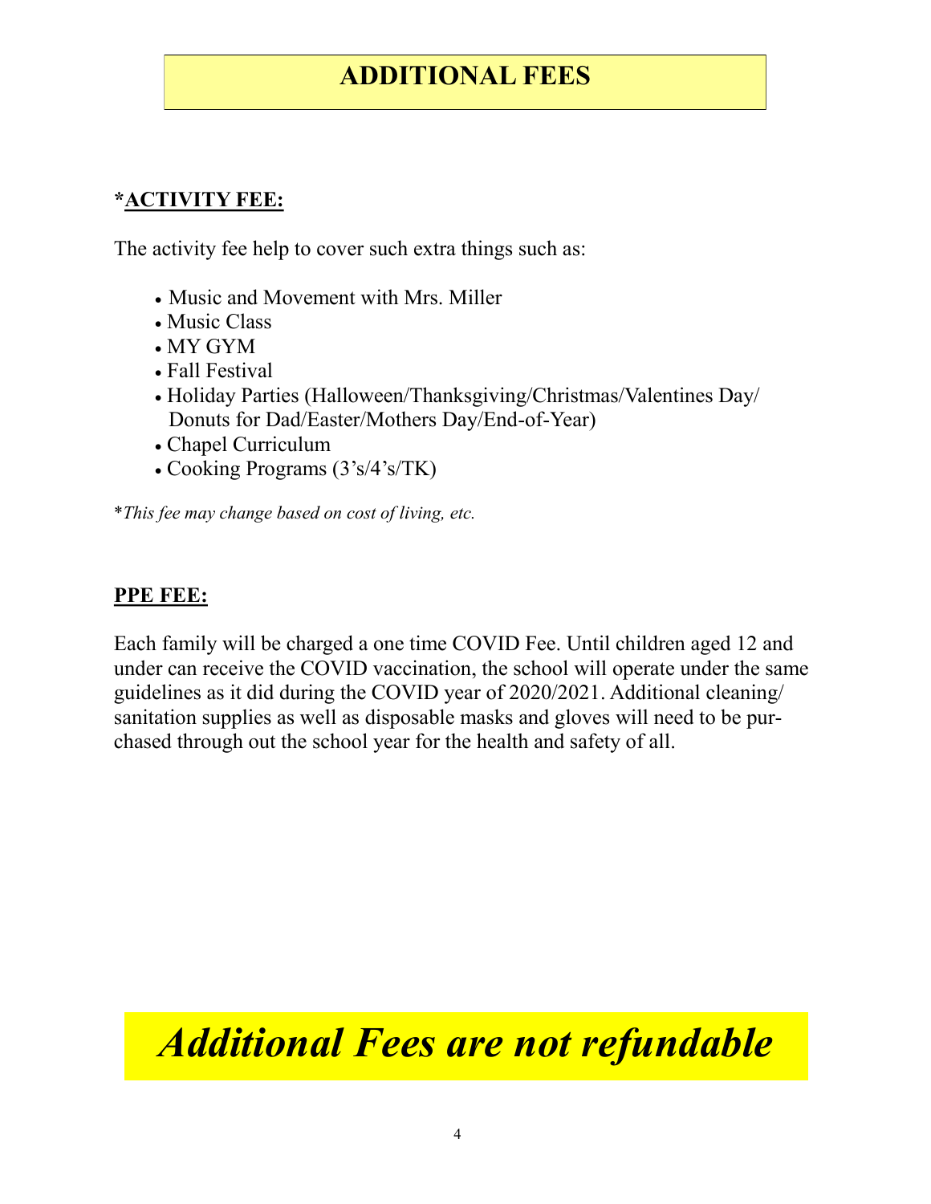# ADDITIONAL FEES

## *ACTIVITY FEE:

The activity fee help to cover such extra things such as:

- Music and Movement with Mrs. Miller
- Music Class
- MY GYM
- Fall Festival
- Holiday Parties (Halloween/Thanksgiving/Christmas/Valentines Day/ Donuts for Dad/Easter/Mothers Day/End-of-Year)
- Chapel Curriculum
- Cooking Programs (3's/4's/TK)

*\*This fee may change based on cost of living, etc.*

## PPE FEE:

Each family will be charged a one time COVID Fee. Until children aged 12 and under can receive the COVID vaccination, the school will operate under the same guidelines as it did during the COVID year of 2020/2021. Additional cleaning/ sanitation supplies as well as disposable masks and gloves will need to be purchased through out the school year for the health and safety of all.

***Additional Fees are not refundable***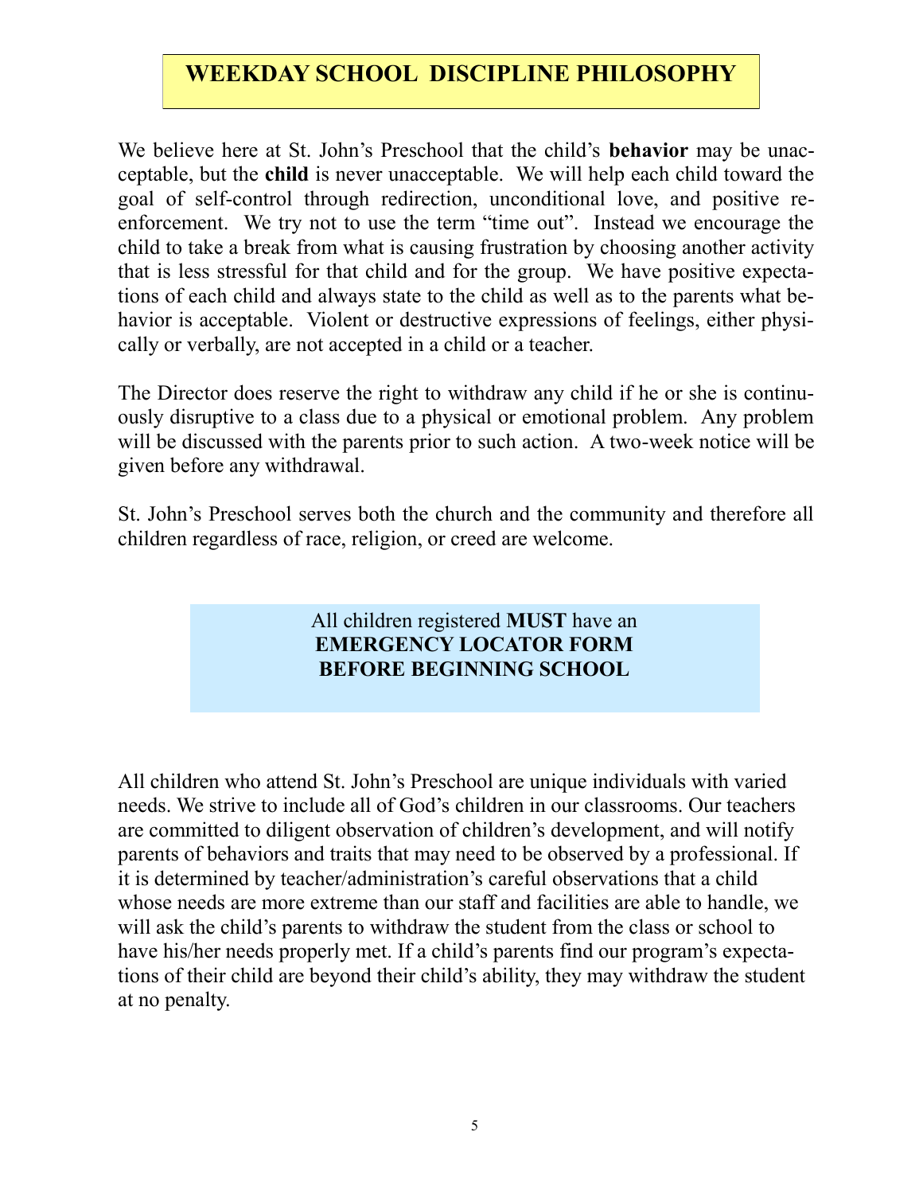# WEEKDAY SCHOOL DISCIPLINE PHILOSOPHY

We believe here at St. John's Preschool that the child's **behavior** may be unacceptable, but the **child** is never unacceptable. We will help each child toward the goal of self-control through redirection, unconditional love, and positive reenforcement. We try not to use the term "time out". Instead we encourage the child to take a break from what is causing frustration by choosing another activity that is less stressful for that child and for the group. We have positive expectations of each child and always state to the child as well as to the parents what behavior is acceptable. Violent or destructive expressions of feelings, either physically or verbally, are not accepted in a child or a teacher.

The Director does reserve the right to withdraw any child if he or she is continuously disruptive to a class due to a physical or emotional problem. Any problem will be discussed with the parents prior to such action. A two-week notice will be given before any withdrawal.

St. John's Preschool serves both the church and the community and therefore all children regardless of race, religion, or creed are welcome.

All children registered **MUST** have an
**EMERGENCY LOCATOR FORM**
**BEFORE BEGINNING SCHOOL**

All children who attend St. John's Preschool are unique individuals with varied needs. We strive to include all of God's children in our classrooms. Our teachers are committed to diligent observation of children's development, and will notify parents of behaviors and traits that may need to be observed by a professional. If it is determined by teacher/administration's careful observations that a child whose needs are more extreme than our staff and facilities are able to handle, we will ask the child's parents to withdraw the student from the class or school to have his/her needs properly met. If a child's parents find our program's expectations of their child are beyond their child's ability, they may withdraw the student at no penalty.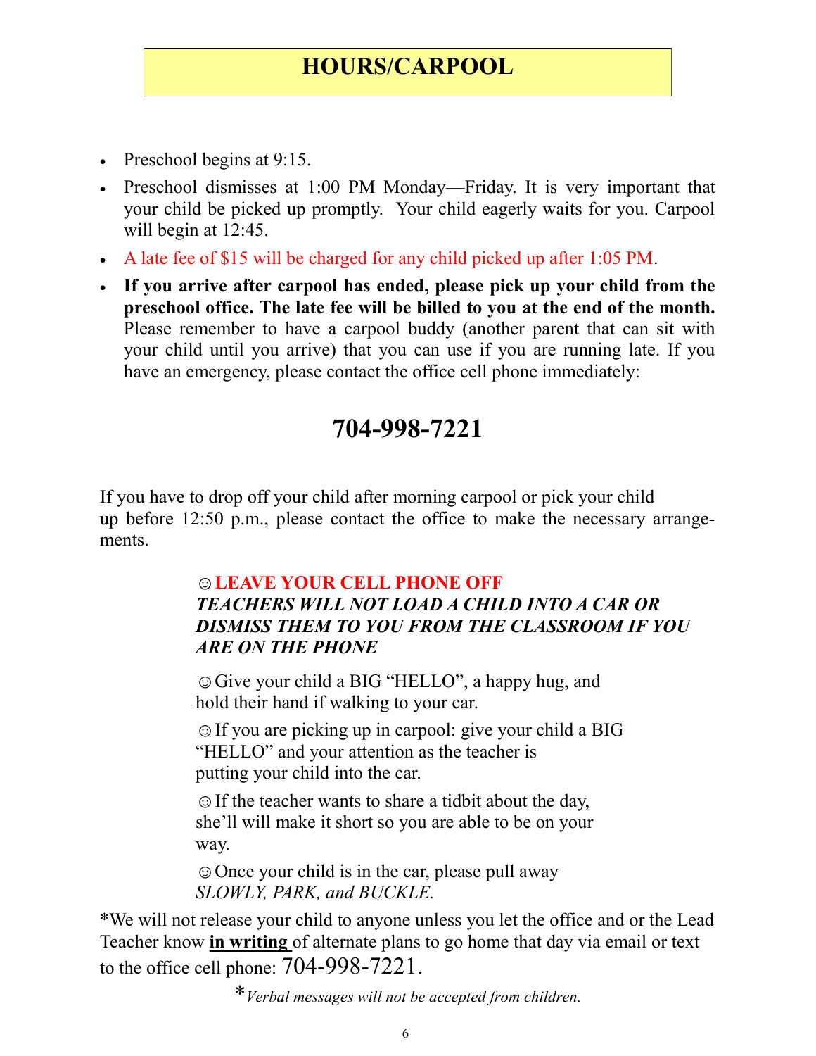# HOURS/CARPOOL

- Preschool begins at 9:15.
- Preschool dismisses at 1:00 PM Monday—Friday. It is very important that your child be picked up promptly. Your child eagerly waits for you. Carpool will begin at 12:45.
- A late fee of $15 will be charged for any child picked up after 1:05 PM.
- **If you arrive after carpool has ended, please pick up your child from the preschool office. The late fee will be billed to you at the end of the month.** Please remember to have a carpool buddy (another parent that can sit with your child until you arrive) that you can use if you are running late. If you have an emergency, please contact the office cell phone immediately:

## 704-998-7221

If you have to drop off your child after morning carpool or pick your child up before 12:50 p.m., please contact the office to make the necessary arrangements.

☺**LEAVE YOUR CELL PHONE OFF**
***TEACHERS WILL NOT LOAD A CHILD INTO A CAR OR DISMISS THEM TO YOU FROM THE CLASSROOM IF YOU ARE ON THE PHONE***

☺Give your child a BIG "HELLO", a happy hug, and hold their hand if walking to your car.

☺If you are picking up in carpool: give your child a BIG "HELLO" and your attention as the teacher is putting your child into the car.

☺If the teacher wants to share a tidbit about the day, she'll will make it short so you are able to be on your way.

☺Once your child is in the car, please pull away *SLOWLY, PARK, and BUCKLE.*

*We will not release your child to anyone unless you let the office and or the Lead Teacher know **in writing** of alternate plans to go home that day via email or text to the office cell phone: 704-998-7221.

**Verbal messages will not be accepted from children.*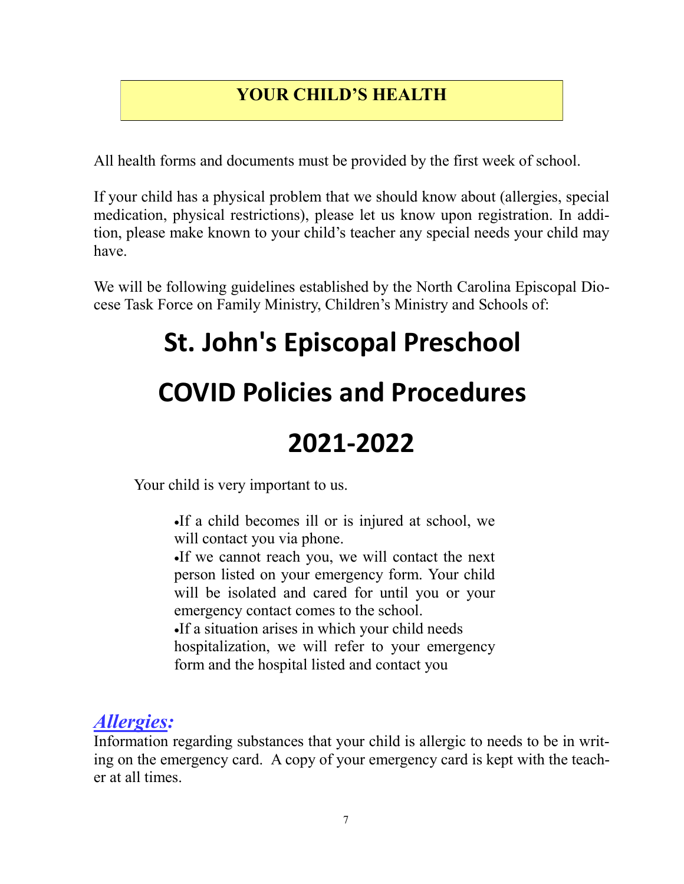## YOUR CHILD'S HEALTH

All health forms and documents must be provided by the first week of school.

If your child has a physical problem that we should know about (allergies, special medication, physical restrictions), please let us know upon registration. In addition, please make known to your child's teacher any special needs your child may have.

We will be following guidelines established by the North Carolina Episcopal Diocese Task Force on Family Ministry, Children's Ministry and Schools of:

# St. John's Episcopal Preschool

# COVID Policies and Procedures

# 2021-2022

Your child is very important to us.

- If a child becomes ill or is injured at school, we will contact you via phone.
- If we cannot reach you, we will contact the next person listed on your emergency form. Your child will be isolated and cared for until you or your emergency contact comes to the school.
- If a situation arises in which your child needs hospitalization, we will refer to your emergency form and the hospital listed and contact you

### *Allergies:*

Information regarding substances that your child is allergic to needs to be in writing on the emergency card. A copy of your emergency card is kept with the teacher at all times.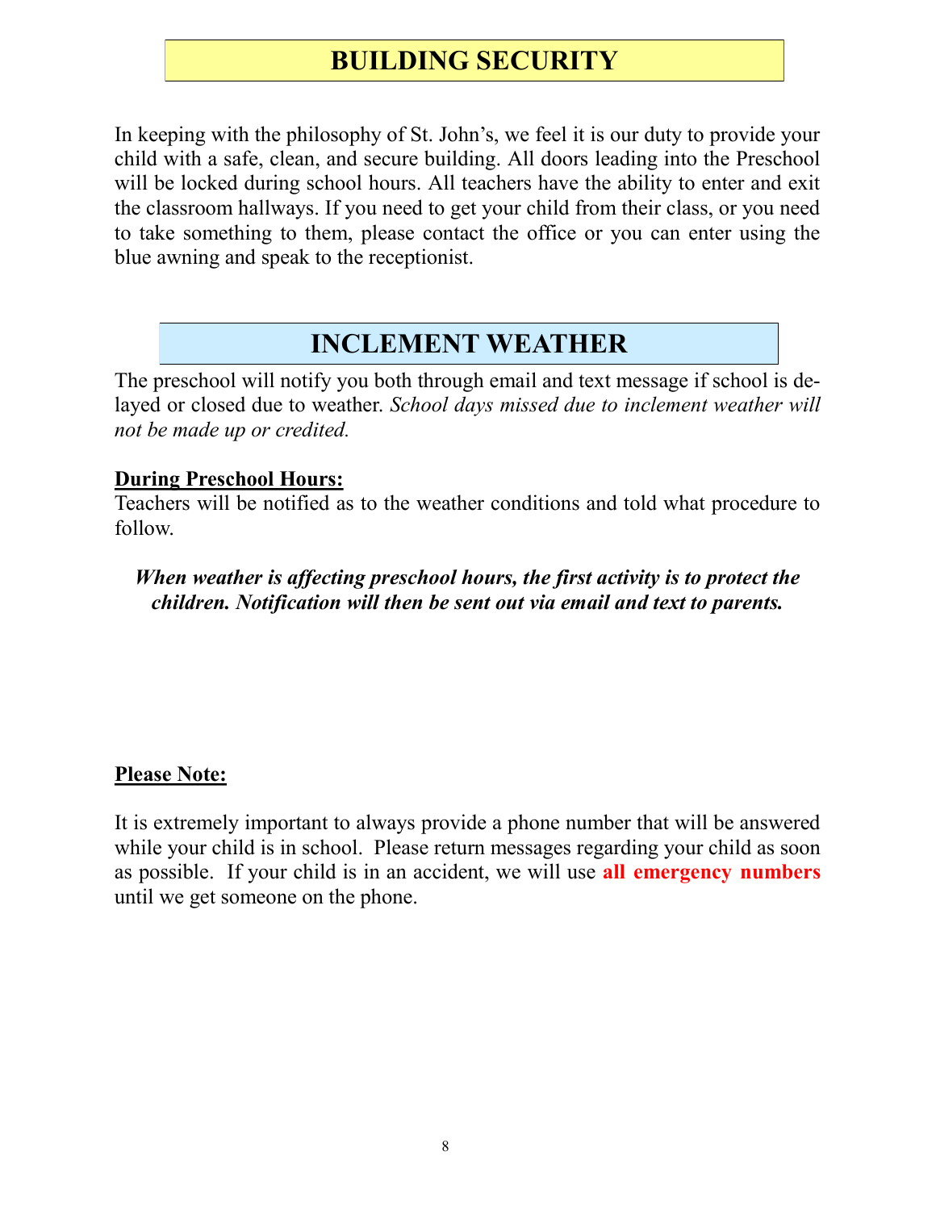# BUILDING SECURITY

In keeping with the philosophy of St. John's, we feel it is our duty to provide your child with a safe, clean, and secure building. All doors leading into the Preschool will be locked during school hours. All teachers have the ability to enter and exit the classroom hallways. If you need to get your child from their class, or you need to take something to them, please contact the office or you can enter using the blue awning and speak to the receptionist.

# INCLEMENT WEATHER

The preschool will notify you both through email and text message if school is delayed or closed due to weather. *School days missed due to inclement weather will not be made up or credited.*

**<u>During Preschool Hours:</u>**
Teachers will be notified as to the weather conditions and told what procedure to follow.

***When weather is affecting preschool hours, the first activity is to protect the children. Notification will then be sent out via email and text to parents.***

**<u>Please Note:</u>**

It is extremely important to always provide a phone number that will be answered while your child is in school. Please return messages regarding your child as soon as possible. If your child is in an accident, we will use **all emergency numbers** until we get someone on the phone.